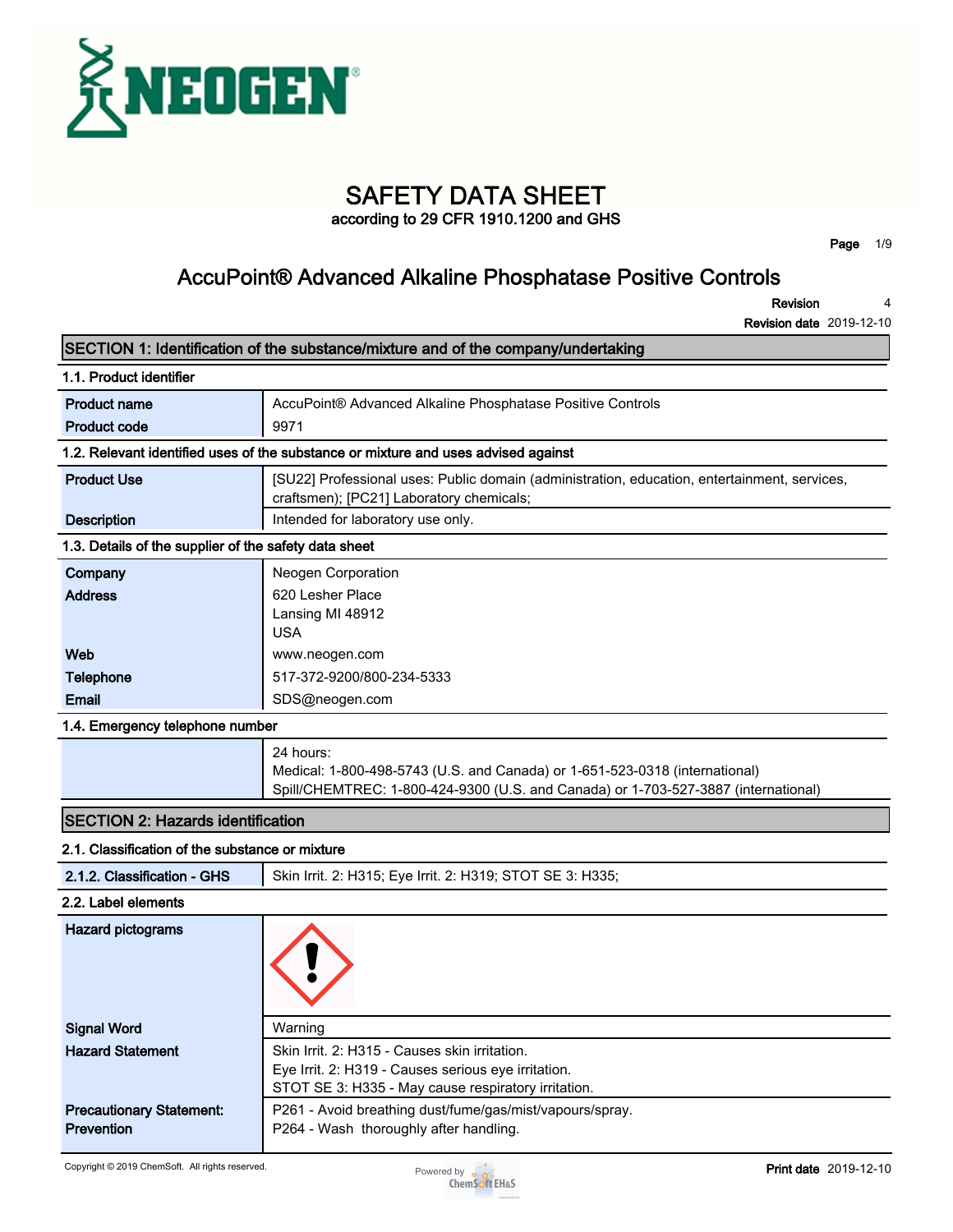# SAFETY DATA SHEET

according to 29 CFR 1910.1200 and GHS

## AccuPoint® Advanced Alkaline Phosphatase Positive Controls

**Revision** 4

**Revision date** 2019-12-10

## SECTION 1: Identification of the substance/mixture and of the company/undertaking

### 1.1. Product identifier

| | |
|---|---|
| **Product name** | AccuPoint® Advanced Alkaline Phosphatase Positive Controls |
| **Product code** | 9971 |

### 1.2. Relevant identified uses of the substance or mixture and uses advised against

| | |
|---|---|
| **Product Use** | [SU22] Professional uses: Public domain (administration, education, entertainment, services, craftsmen); [PC21] Laboratory chemicals; |
| **Description** | Intended for laboratory use only. |

### 1.3. Details of the supplier of the safety data sheet

| | |
|---|---|
| **Company** | Neogen Corporation |
| **Address** | 620 Lesher Place<br>Lansing MI 48912<br>USA |
| **Web** | www.neogen.com |
| **Telephone** | 517-372-9200/800-234-5333 |
| **Email** | SDS@neogen.com |

### 1.4. Emergency telephone number

24 hours:
Medical: 1-800-498-5743 (U.S. and Canada) or 1-651-523-0318 (international)
Spill/CHEMTREC: 1-800-424-9300 (U.S. and Canada) or 1-703-527-3887 (international)

## SECTION 2: Hazards identification

### 2.1. Classification of the substance or mixture

| | |
|---|---|
| **2.1.2. Classification - GHS** | Skin Irrit. 2: H315; Eye Irrit. 2: H319; STOT SE 3: H335; |

### 2.2. Label elements

| | |
|---|---|
| **Hazard pictograms** | |
| **Signal Word** | Warning |
| **Hazard Statement** | Skin Irrit. 2: H315 - Causes skin irritation.<br>Eye Irrit. 2: H319 - Causes serious eye irritation.<br>STOT SE 3: H335 - May cause respiratory irritation. |
| **Precautionary Statement: Prevention** | P261 - Avoid breathing dust/fume/gas/mist/vapours/spray.<br>P264 - Wash thoroughly after handling. |

Copyright © 2019 ChemSoft. All rights reserved.

**Print date** 2019-12-10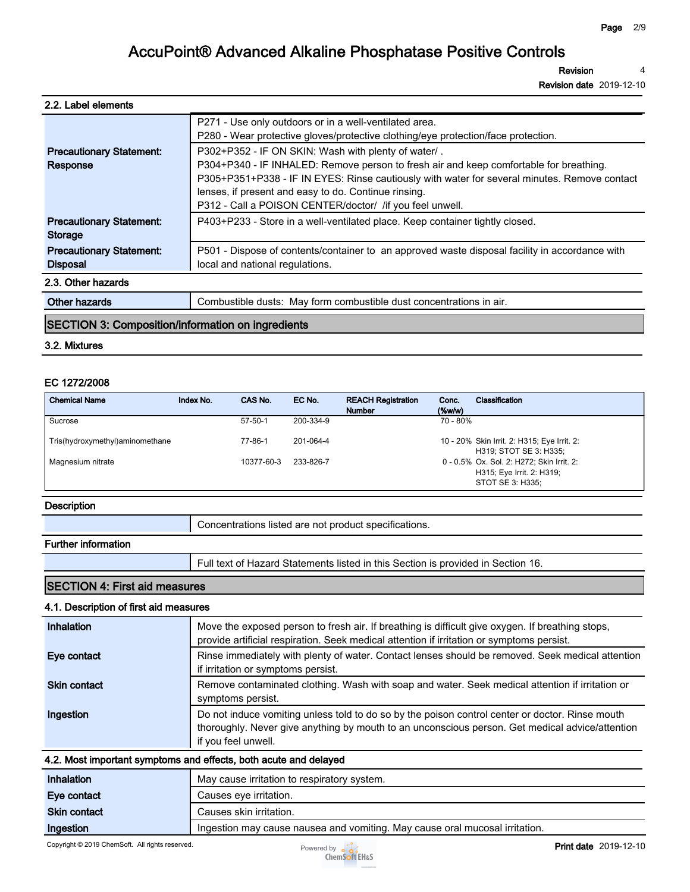### 2.2. Label elements

| | |
|---|---|
| | P271 - Use only outdoors or in a well-ventilated area.<br>P280 - Wear protective gloves/protective clothing/eye protection/face protection. |
| **Precautionary Statement: Response** | P302+P352 - IF ON SKIN: Wash with plenty of water/ .<br>P304+P340 - IF INHALED: Remove person to fresh air and keep comfortable for breathing.<br>P305+P351+P338 - IF IN EYES: Rinse cautiously with water for several minutes. Remove contact lenses, if present and easy to do. Continue rinsing.<br>P312 - Call a POISON CENTER/doctor/ /if you feel unwell. |
| **Precautionary Statement: Storage** | P403+P233 - Store in a well-ventilated place. Keep container tightly closed. |
| **Precautionary Statement: Disposal** | P501 - Dispose of contents/container to an approved waste disposal facility in accordance with local and national regulations. |

### 2.3. Other hazards

| | |
|---|---|
| **Other hazards** | Combustible dusts: May form combustible dust concentrations in air. |

## SECTION 3: Composition/information on ingredients

### 3.2. Mixtures

**EC 1272/2008**

| Chemical Name | Index No. | CAS No. | EC No. | REACH Registration Number | Conc. (%w/w) | Classification |
|---|---|---|---|---|---|---|
| Sucrose | | 57-50-1 | 200-334-9 | | 70 - 80% | |
| Tris(hydroxymethyl)aminomethane | | 77-86-1 | 201-064-4 | | 10 - 20% | Skin Irrit. 2: H315; Eye Irrit. 2: H319; STOT SE 3: H335; |
| Magnesium nitrate | | 10377-60-3 | 233-826-7 | | 0 - 0.5% | Ox. Sol. 2: H272; Skin Irrit. 2: H315; Eye Irrit. 2: H319; STOT SE 3: H335; |

**Description**

| | |
|---|---|
| | Concentrations listed are not product specifications. |

**Further information**

| | |
|---|---|
| | Full text of Hazard Statements listed in this Section is provided in Section 16. |

## SECTION 4: First aid measures

### 4.1. Description of first aid measures

| | |
|---|---|
| **Inhalation** | Move the exposed person to fresh air. If breathing is difficult give oxygen. If breathing stops, provide artificial respiration. Seek medical attention if irritation or symptoms persist. |
| **Eye contact** | Rinse immediately with plenty of water. Contact lenses should be removed. Seek medical attention if irritation or symptoms persist. |
| **Skin contact** | Remove contaminated clothing. Wash with soap and water. Seek medical attention if irritation or symptoms persist. |
| **Ingestion** | Do not induce vomiting unless told to do so by the poison control center or doctor. Rinse mouth thoroughly. Never give anything by mouth to an unconscious person. Get medical advice/attention if you feel unwell. |

### 4.2. Most important symptoms and effects, both acute and delayed

| | |
|---|---|
| **Inhalation** | May cause irritation to respiratory system. |
| **Eye contact** | Causes eye irritation. |
| **Skin contact** | Causes skin irritation. |
| **Ingestion** | Ingestion may cause nausea and vomiting. May cause oral mucosal irritation. |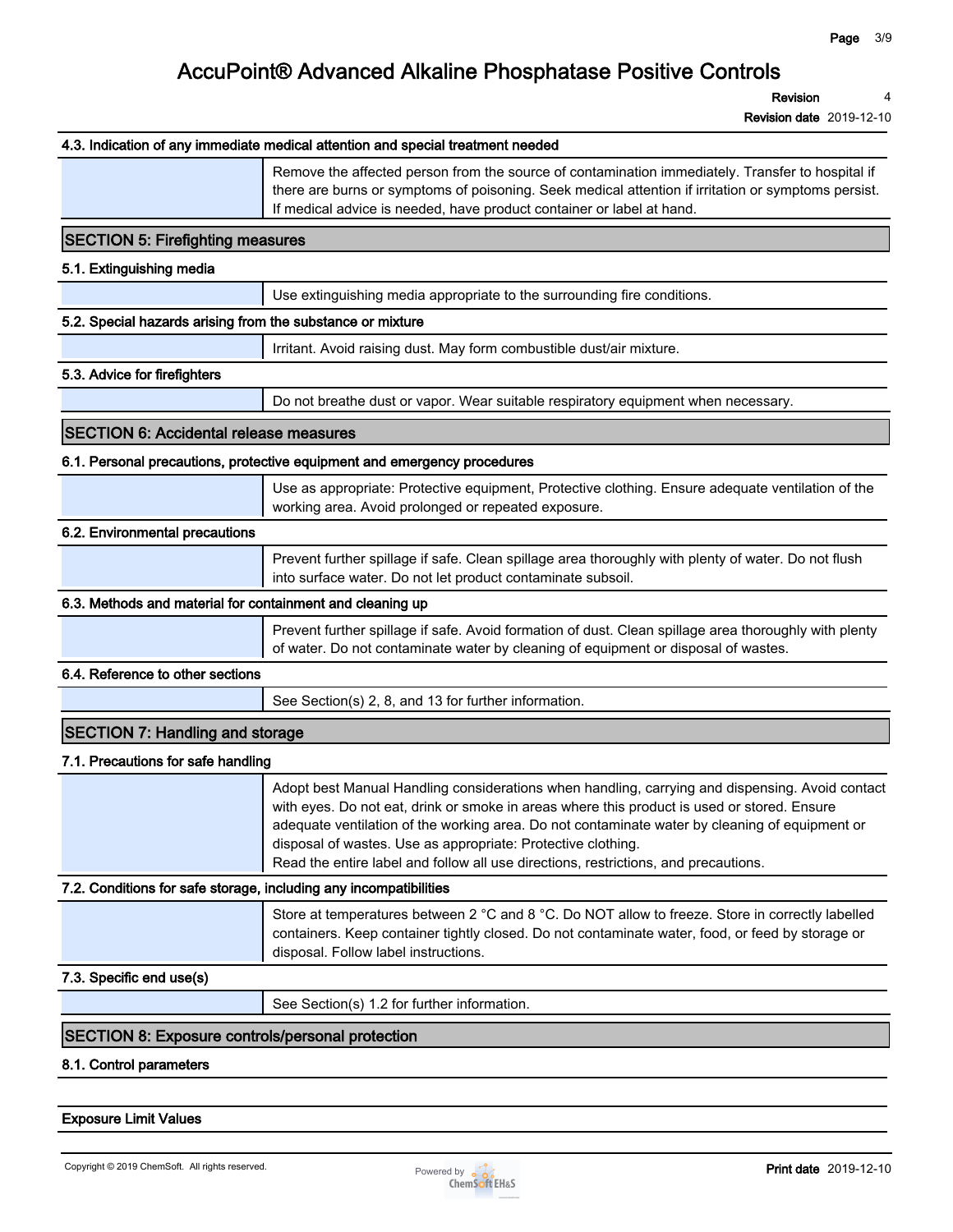### 4.3. Indication of any immediate medical attention and special treatment needed

Remove the affected person from the source of contamination immediately. Transfer to hospital if there are burns or symptoms of poisoning. Seek medical attention if irritation or symptoms persist. If medical advice is needed, have product container or label at hand.

## SECTION 5: Firefighting measures

### 5.1. Extinguishing media

Use extinguishing media appropriate to the surrounding fire conditions.

### 5.2. Special hazards arising from the substance or mixture

Irritant. Avoid raising dust. May form combustible dust/air mixture.

### 5.3. Advice for firefighters

Do not breathe dust or vapor. Wear suitable respiratory equipment when necessary.

## SECTION 6: Accidental release measures

### 6.1. Personal precautions, protective equipment and emergency procedures

Use as appropriate: Protective equipment, Protective clothing. Ensure adequate ventilation of the working area. Avoid prolonged or repeated exposure.

### 6.2. Environmental precautions

Prevent further spillage if safe. Clean spillage area thoroughly with plenty of water. Do not flush into surface water. Do not let product contaminate subsoil.

### 6.3. Methods and material for containment and cleaning up

Prevent further spillage if safe. Avoid formation of dust. Clean spillage area thoroughly with plenty of water. Do not contaminate water by cleaning of equipment or disposal of wastes.

### 6.4. Reference to other sections

See Section(s) 2, 8, and 13 for further information.

## SECTION 7: Handling and storage

### 7.1. Precautions for safe handling

Adopt best Manual Handling considerations when handling, carrying and dispensing. Avoid contact with eyes. Do not eat, drink or smoke in areas where this product is used or stored. Ensure adequate ventilation of the working area. Do not contaminate water by cleaning of equipment or disposal of wastes. Use as appropriate: Protective clothing.
Read the entire label and follow all use directions, restrictions, and precautions.

### 7.2. Conditions for safe storage, including any incompatibilities

Store at temperatures between 2 °C and 8 °C. Do NOT allow to freeze. Store in correctly labelled containers. Keep container tightly closed. Do not contaminate water, food, or feed by storage or disposal. Follow label instructions.

### 7.3. Specific end use(s)

See Section(s) 1.2 for further information.

## SECTION 8: Exposure controls/personal protection

### 8.1. Control parameters

**Exposure Limit Values**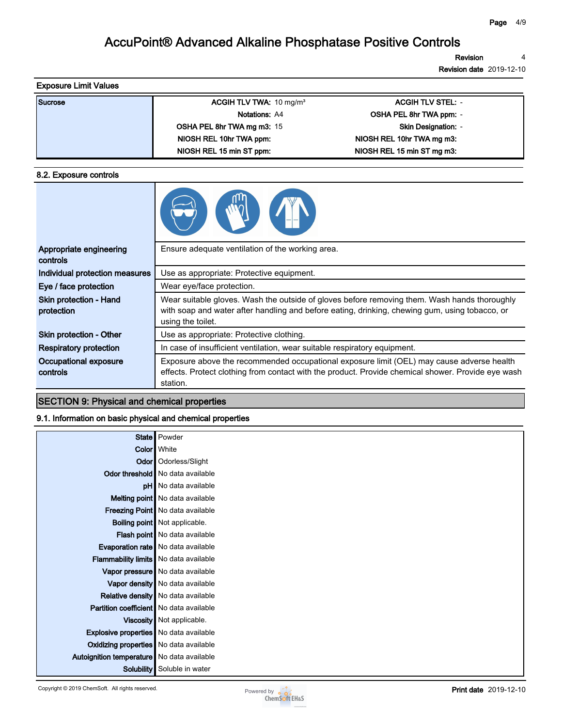# AccuPoint® Advanced Alkaline Phosphatase Positive Controls

**Revision** 4
**Revision date** 2019-12-10

### Exposure Limit Values

| Sucrose | | |
|---|---|---|
| | **ACGIH TLV TWA:** 10 mg/m³ | **ACGIH TLV STEL:** - |
| | **Notations:** A4 | **OSHA PEL 8hr TWA ppm:** - |
| | **OSHA PEL 8hr TWA mg m3:** 15 | **Skin Designation:** - |
| | **NIOSH REL 10hr TWA ppm:** | **NIOSH REL 10hr TWA mg m3:** |
| | **NIOSH REL 15 min ST ppm:** | **NIOSH REL 15 min ST mg m3:** |

### 8.2. Exposure controls

| | |
|---|---|
| **Appropriate engineering controls** | Ensure adequate ventilation of the working area. |
| **Individual protection measures** | Use as appropriate: Protective equipment. |
| **Eye / face protection** | Wear eye/face protection. |
| **Skin protection - Hand protection** | Wear suitable gloves. Wash the outside of gloves before removing them. Wash hands thoroughly with soap and water after handling and before eating, drinking, chewing gum, using tobacco, or using the toilet. |
| **Skin protection - Other** | Use as appropriate: Protective clothing. |
| **Respiratory protection** | In case of insufficient ventilation, wear suitable respiratory equipment. |
| **Occupational exposure controls** | Exposure above the recommended occupational exposure limit (OEL) may cause adverse health effects. Protect clothing from contact with the product. Provide chemical shower. Provide eye wash station. |

## SECTION 9: Physical and chemical properties

### 9.1. Information on basic physical and chemical properties

| | |
|---|---|
| **State** | Powder |
| **Color** | White |
| **Odor** | Odorless/Slight |
| **Odor threshold** | No data available |
| **pH** | No data available |
| **Melting point** | No data available |
| **Freezing Point** | No data available |
| **Boiling point** | Not applicable. |
| **Flash point** | No data available |
| **Evaporation rate** | No data available |
| **Flammability limits** | No data available |
| **Vapor pressure** | No data available |
| **Vapor density** | No data available |
| **Relative density** | No data available |
| **Partition coefficient** | No data available |
| **Viscosity** | Not applicable. |
| **Explosive properties** | No data available |
| **Oxidizing properties** | No data available |
| **Autoignition temperature** | No data available |
| **Solubility** | Soluble in water |

Copyright © 2019 ChemSoft. All rights reserved.

**Print date** 2019-12-10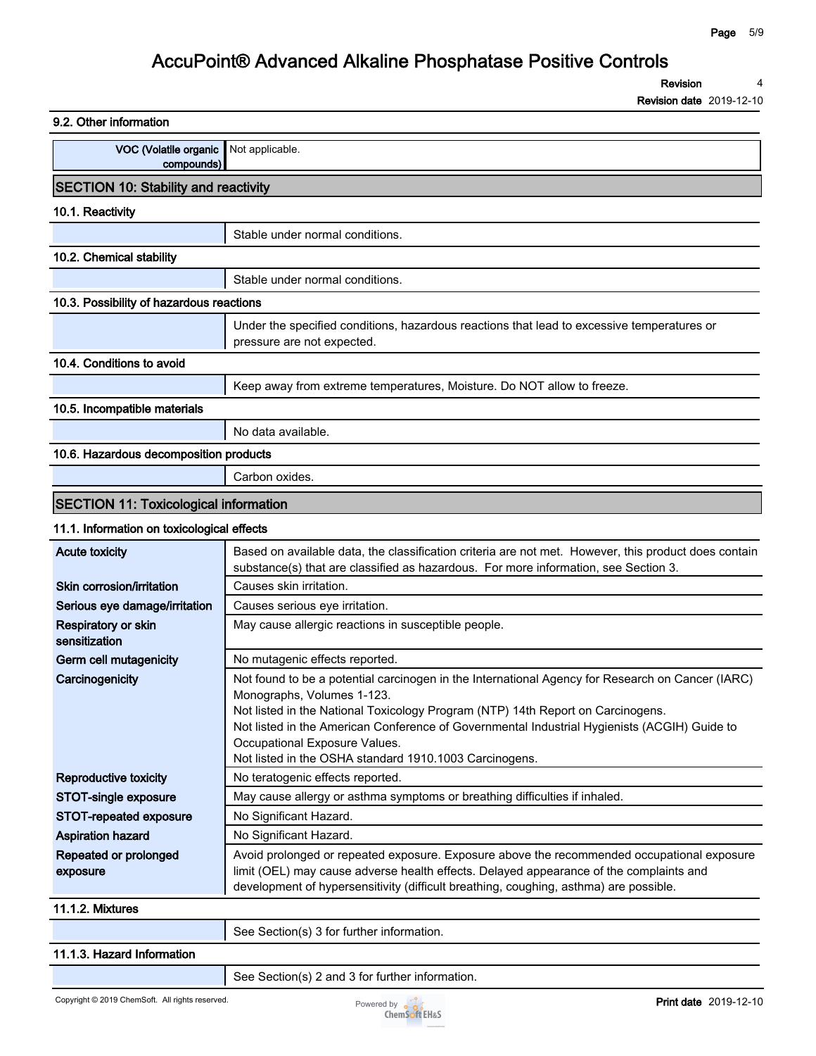### 9.2. Other information

| | |
|---|---|
| VOC (Volatile organic compounds) | Not applicable. |

## SECTION 10: Stability and reactivity

### 10.1. Reactivity

Stable under normal conditions.

### 10.2. Chemical stability

Stable under normal conditions.

### 10.3. Possibility of hazardous reactions

Under the specified conditions, hazardous reactions that lead to excessive temperatures or pressure are not expected.

### 10.4. Conditions to avoid

Keep away from extreme temperatures, Moisture. Do NOT allow to freeze.

### 10.5. Incompatible materials

No data available.

### 10.6. Hazardous decomposition products

Carbon oxides.

## SECTION 11: Toxicological information

### 11.1. Information on toxicological effects

| | |
|---|---|
| **Acute toxicity** | Based on available data, the classification criteria are not met. However, this product does contain substance(s) that are classified as hazardous. For more information, see Section 3. |
| **Skin corrosion/irritation** | Causes skin irritation. |
| **Serious eye damage/irritation** | Causes serious eye irritation. |
| **Respiratory or skin sensitization** | May cause allergic reactions in susceptible people. |
| **Germ cell mutagenicity** | No mutagenic effects reported. |
| **Carcinogenicity** | Not found to be a potential carcinogen in the International Agency for Research on Cancer (IARC) Monographs, Volumes 1-123.<br>Not listed in the National Toxicology Program (NTP) 14th Report on Carcinogens.<br>Not listed in the American Conference of Governmental Industrial Hygienists (ACGIH) Guide to Occupational Exposure Values.<br>Not listed in the OSHA standard 1910.1003 Carcinogens. |
| **Reproductive toxicity** | No teratogenic effects reported. |
| **STOT-single exposure** | May cause allergy or asthma symptoms or breathing difficulties if inhaled. |
| **STOT-repeated exposure** | No Significant Hazard. |
| **Aspiration hazard** | No Significant Hazard. |
| **Repeated or prolonged exposure** | Avoid prolonged or repeated exposure. Exposure above the recommended occupational exposure limit (OEL) may cause adverse health effects. Delayed appearance of the complaints and development of hypersensitivity (difficult breathing, coughing, asthma) are possible. |

### 11.1.2. Mixtures

See Section(s) 3 for further information.

### 11.1.3. Hazard Information

See Section(s) 2 and 3 for further information.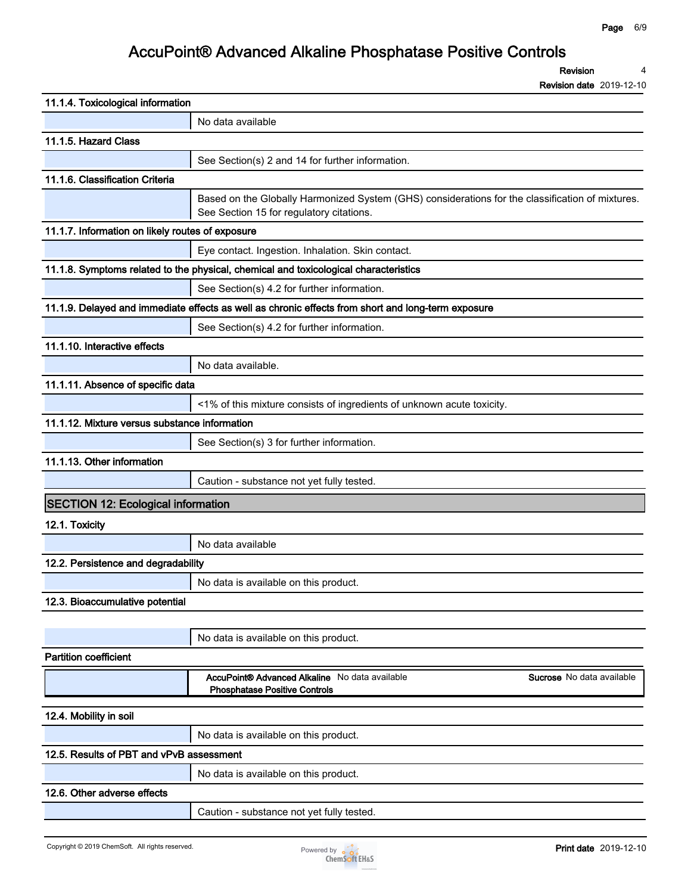#### 11.1.4. Toxicological information

No data available

#### 11.1.5. Hazard Class

See Section(s) 2 and 14 for further information.

#### 11.1.6. Classification Criteria

Based on the Globally Harmonized System (GHS) considerations for the classification of mixtures. See Section 15 for regulatory citations.

#### 11.1.7. Information on likely routes of exposure

Eye contact. Ingestion. Inhalation. Skin contact.

#### 11.1.8. Symptoms related to the physical, chemical and toxicological characteristics

See Section(s) 4.2 for further information.

#### 11.1.9. Delayed and immediate effects as well as chronic effects from short and long-term exposure

See Section(s) 4.2 for further information.

#### 11.1.10. Interactive effects

No data available.

#### 11.1.11. Absence of specific data

<1% of this mixture consists of ingredients of unknown acute toxicity.

#### 11.1.12. Mixture versus substance information

See Section(s) 3 for further information.

#### 11.1.13. Other information

Caution - substance not yet fully tested.

## SECTION 12: Ecological information

### 12.1. Toxicity

No data available

### 12.2. Persistence and degradability

No data is available on this product.

### 12.3. Bioaccumulative potential

No data is available on this product.

**Partition coefficient**

| Substance | Value |
|---|---|
| **AccuPoint® Advanced Alkaline Phosphatase Positive Controls** | No data available |
| **Sucrose** | No data available |

### 12.4. Mobility in soil

No data is available on this product.

### 12.5. Results of PBT and vPvB assessment

No data is available on this product.

### 12.6. Other adverse effects

Caution - substance not yet fully tested.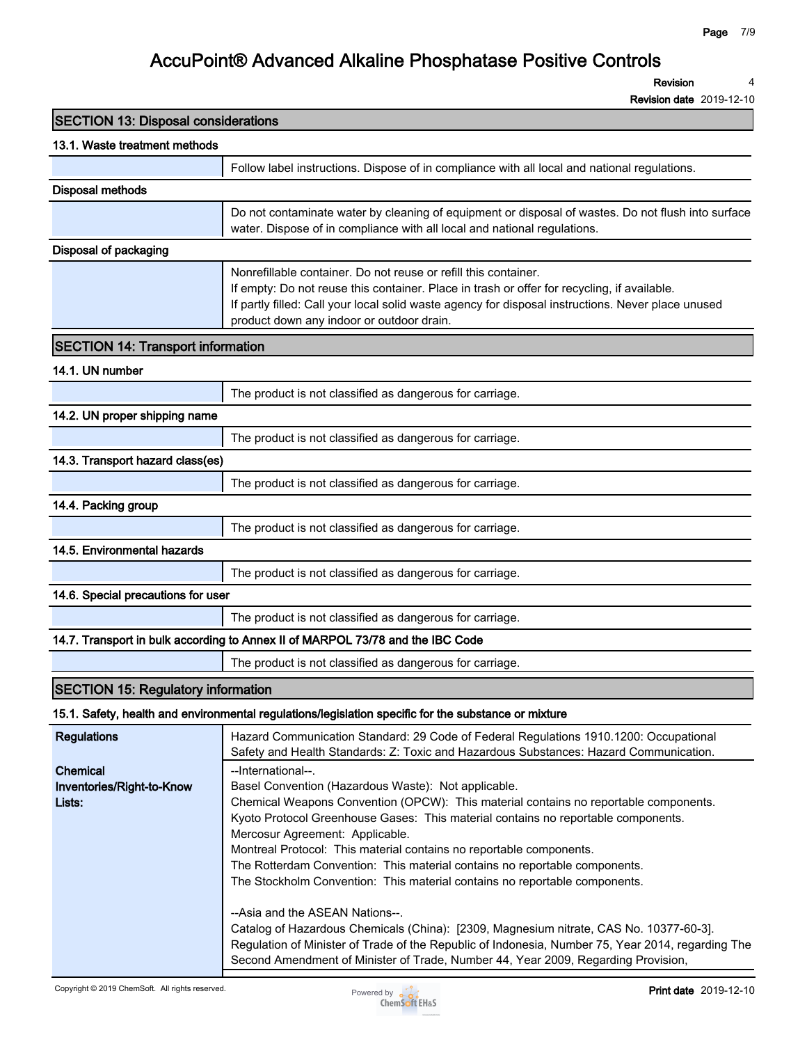## SECTION 13: Disposal considerations

### 13.1. Waste treatment methods

| | |
|---|---|
| | Follow label instructions. Dispose of in compliance with all local and national regulations. |

**Disposal methods**

| | |
|---|---|
| | Do not contaminate water by cleaning of equipment or disposal of wastes. Do not flush into surface water. Dispose of in compliance with all local and national regulations. |

**Disposal of packaging**

| | |
|---|---|
| | Nonrefillable container. Do not reuse or refill this container.<br>If empty: Do not reuse this container. Place in trash or offer for recycling, if available.<br>If partly filled: Call your local solid waste agency for disposal instructions. Never place unused product down any indoor or outdoor drain. |

## SECTION 14: Transport information

### 14.1. UN number

| | |
|---|---|
| | The product is not classified as dangerous for carriage. |

### 14.2. UN proper shipping name

| | |
|---|---|
| | The product is not classified as dangerous for carriage. |

### 14.3. Transport hazard class(es)

| | |
|---|---|
| | The product is not classified as dangerous for carriage. |

### 14.4. Packing group

| | |
|---|---|
| | The product is not classified as dangerous for carriage. |

### 14.5. Environmental hazards

| | |
|---|---|
| | The product is not classified as dangerous for carriage. |

### 14.6. Special precautions for user

| | |
|---|---|
| | The product is not classified as dangerous for carriage. |

### 14.7. Transport in bulk according to Annex II of MARPOL 73/78 and the IBC Code

| | |
|---|---|
| | The product is not classified as dangerous for carriage. |

## SECTION 15: Regulatory information

### 15.1. Safety, health and environmental regulations/legislation specific for the substance or mixture

| | |
|---|---|
| **Regulations** | Hazard Communication Standard: 29 Code of Federal Regulations 1910.1200: Occupational Safety and Health Standards: Z: Toxic and Hazardous Substances: Hazard Communication. |
| **Chemical Inventories/Right-to-Know Lists:** | --International--.<br>Basel Convention (Hazardous Waste): Not applicable.<br>Chemical Weapons Convention (OPCW): This material contains no reportable components.<br>Kyoto Protocol Greenhouse Gases: This material contains no reportable components.<br>Mercosur Agreement: Applicable.<br>Montreal Protocol: This material contains no reportable components.<br>The Rotterdam Convention: This material contains no reportable components.<br>The Stockholm Convention: This material contains no reportable components.<br><br>--Asia and the ASEAN Nations--.<br>Catalog of Hazardous Chemicals (China): [2309, Magnesium nitrate, CAS No. 10377-60-3].<br>Regulation of Minister of Trade of the Republic of Indonesia, Number 75, Year 2014, regarding The Second Amendment of Minister of Trade, Number 44, Year 2009, Regarding Provision, |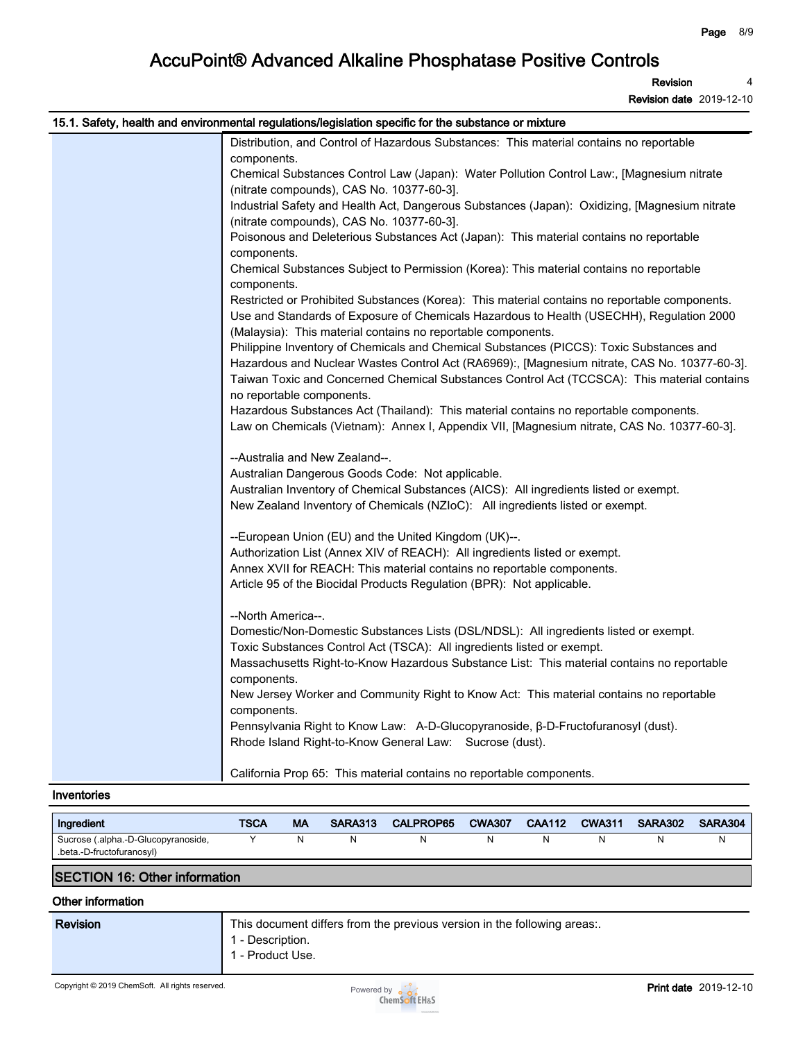## 15.1. Safety, health and environmental regulations/legislation specific for the substance or mixture

Distribution, and Control of Hazardous Substances: This material contains no reportable components.
Chemical Substances Control Law (Japan): Water Pollution Control Law:, [Magnesium nitrate (nitrate compounds), CAS No. 10377-60-3].
Industrial Safety and Health Act, Dangerous Substances (Japan): Oxidizing, [Magnesium nitrate (nitrate compounds), CAS No. 10377-60-3].
Poisonous and Deleterious Substances Act (Japan): This material contains no reportable components.
Chemical Substances Subject to Permission (Korea): This material contains no reportable components.
Restricted or Prohibited Substances (Korea): This material contains no reportable components.
Use and Standards of Exposure of Chemicals Hazardous to Health (USECHH), Regulation 2000 (Malaysia): This material contains no reportable components.
Philippine Inventory of Chemicals and Chemical Substances (PICCS): Toxic Substances and Hazardous and Nuclear Wastes Control Act (RA6969):, [Magnesium nitrate, CAS No. 10377-60-3].
Taiwan Toxic and Concerned Chemical Substances Control Act (TCCSCA): This material contains no reportable components.
Hazardous Substances Act (Thailand): This material contains no reportable components.
Law on Chemicals (Vietnam): Annex I, Appendix VII, [Magnesium nitrate, CAS No. 10377-60-3].

--Australia and New Zealand--.
Australian Dangerous Goods Code: Not applicable.
Australian Inventory of Chemical Substances (AICS): All ingredients listed or exempt.
New Zealand Inventory of Chemicals (NZIoC): All ingredients listed or exempt.

--European Union (EU) and the United Kingdom (UK)--.
Authorization List (Annex XIV of REACH): All ingredients listed or exempt.
Annex XVII for REACH: This material contains no reportable components.
Article 95 of the Biocidal Products Regulation (BPR): Not applicable.

--North America--.
Domestic/Non-Domestic Substances Lists (DSL/NDSL): All ingredients listed or exempt.
Toxic Substances Control Act (TSCA): All ingredients listed or exempt.
Massachusetts Right-to-Know Hazardous Substance List: This material contains no reportable components.
New Jersey Worker and Community Right to Know Act: This material contains no reportable components.
Pennsylvania Right to Know Law: A-D-Glucopyranoside, β-D-Fructofuranosyl (dust).
Rhode Island Right-to-Know General Law: Sucrose (dust).

California Prop 65: This material contains no reportable components.

### Inventories

| Ingredient | TSCA | MA | SARA313 | CALPROP65 | CWA307 | CAA112 | CWA311 | SARA302 | SARA304 |
|---|---|---|---|---|---|---|---|---|---|
| Sucrose (.alpha.-D-Glucopyranoside, .beta.-D-fructofuranosyl) | Y | N | N | N | N | N | N | N | N |

## SECTION 16: Other information

### Other information

| Revision | This document differs from the previous version in the following areas:.<br>1 - Description.<br>1 - Product Use. |
|---|---|

Copyright © 2019 ChemSoft. All rights reserved.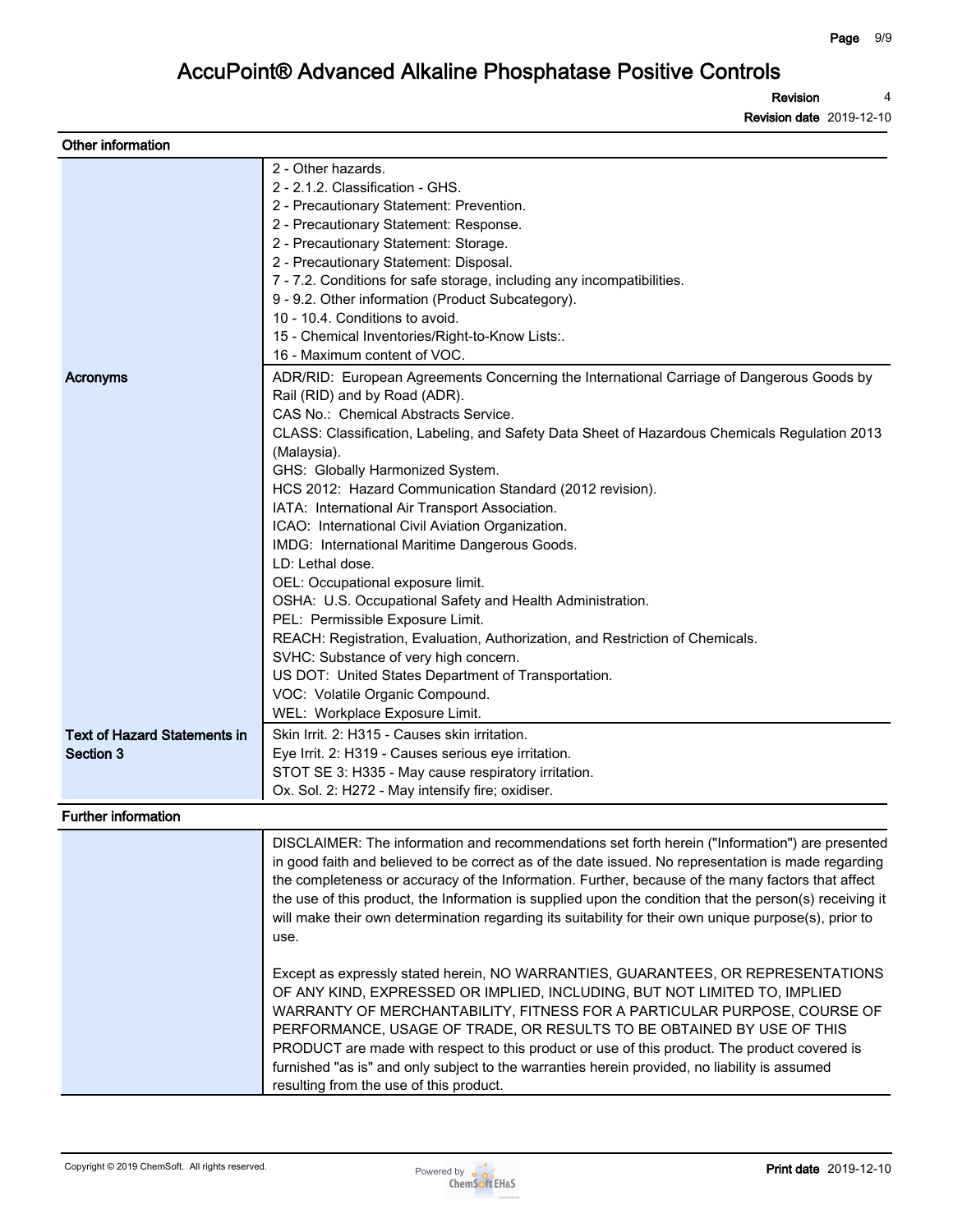## Other information

| | |
|---|---|
| | 2 - Other hazards.<br>2 - 2.1.2. Classification - GHS.<br>2 - Precautionary Statement: Prevention.<br>2 - Precautionary Statement: Response.<br>2 - Precautionary Statement: Storage.<br>2 - Precautionary Statement: Disposal.<br>7 - 7.2. Conditions for safe storage, including any incompatibilities.<br>9 - 9.2. Other information (Product Subcategory).<br>10 - 10.4. Conditions to avoid.<br>15 - Chemical Inventories/Right-to-Know Lists:.<br>16 - Maximum content of VOC. |
| **Acronyms** | ADR/RID: European Agreements Concerning the International Carriage of Dangerous Goods by Rail (RID) and by Road (ADR).<br>CAS No.: Chemical Abstracts Service.<br>CLASS: Classification, Labeling, and Safety Data Sheet of Hazardous Chemicals Regulation 2013 (Malaysia).<br>GHS: Globally Harmonized System.<br>HCS 2012: Hazard Communication Standard (2012 revision).<br>IATA: International Air Transport Association.<br>ICAO: International Civil Aviation Organization.<br>IMDG: International Maritime Dangerous Goods.<br>LD: Lethal dose.<br>OEL: Occupational exposure limit.<br>OSHA: U.S. Occupational Safety and Health Administration.<br>PEL: Permissible Exposure Limit.<br>REACH: Registration, Evaluation, Authorization, and Restriction of Chemicals.<br>SVHC: Substance of very high concern.<br>US DOT: United States Department of Transportation.<br>VOC: Volatile Organic Compound.<br>WEL: Workplace Exposure Limit. |
| **Text of Hazard Statements in Section 3** | Skin Irrit. 2: H315 - Causes skin irritation.<br>Eye Irrit. 2: H319 - Causes serious eye irritation.<br>STOT SE 3: H335 - May cause respiratory irritation.<br>Ox. Sol. 2: H272 - May intensify fire; oxidiser. |

## Further information

DISCLAIMER: The information and recommendations set forth herein ("Information") are presented in good faith and believed to be correct as of the date issued. No representation is made regarding the completeness or accuracy of the Information. Further, because of the many factors that affect the use of this product, the Information is supplied upon the condition that the person(s) receiving it will make their own determination regarding its suitability for their own unique purpose(s), prior to use.

Except as expressly stated herein, NO WARRANTIES, GUARANTEES, OR REPRESENTATIONS OF ANY KIND, EXPRESSED OR IMPLIED, INCLUDING, BUT NOT LIMITED TO, IMPLIED WARRANTY OF MERCHANTABILITY, FITNESS FOR A PARTICULAR PURPOSE, COURSE OF PERFORMANCE, USAGE OF TRADE, OR RESULTS TO BE OBTAINED BY USE OF THIS PRODUCT are made with respect to this product or use of this product. The product covered is furnished "as is" and only subject to the warranties herein provided, no liability is assumed resulting from the use of this product.